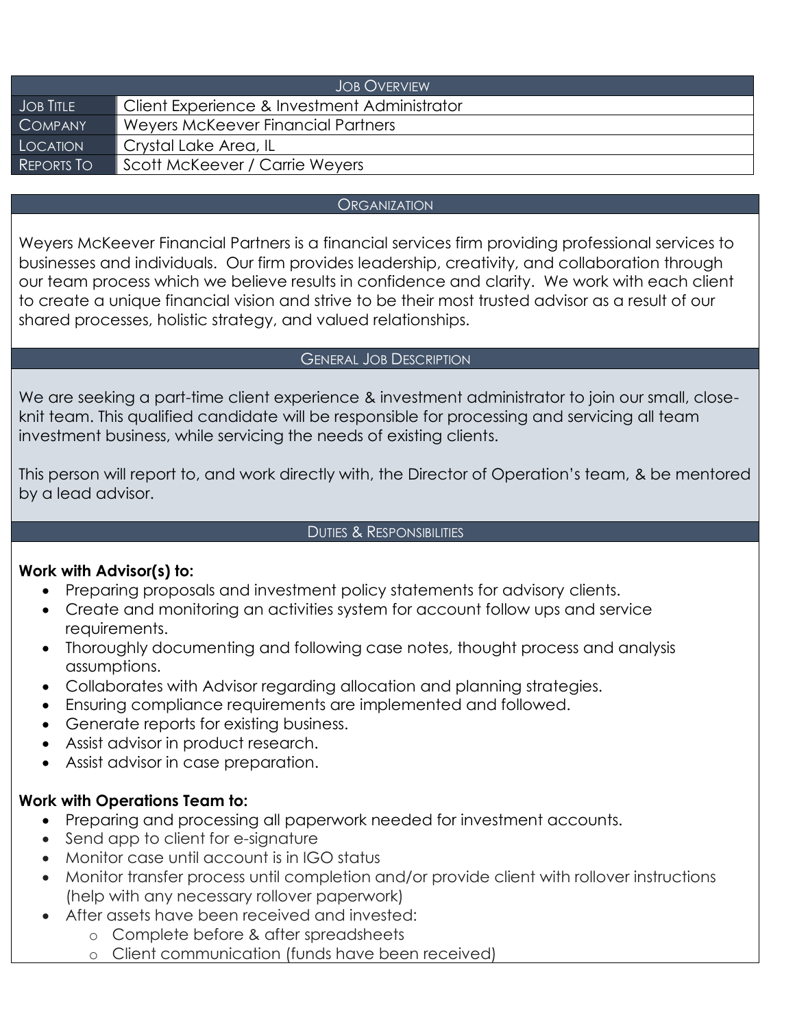| Job Overview | |
|---|---|
| Job Title | Client Experience & Investment Administrator |
| Company | Weyers McKeever Financial Partners |
| Location | Crystal Lake Area, IL |
| Reports To | Scott McKeever / Carrie Weyers |

## Organization

Weyers McKeever Financial Partners is a financial services firm providing professional services to businesses and individuals. Our firm provides leadership, creativity, and collaboration through our team process which we believe results in confidence and clarity. We work with each client to create a unique financial vision and strive to be their most trusted advisor as a result of our shared processes, holistic strategy, and valued relationships.

## General Job Description

We are seeking a part-time client experience & investment administrator to join our small, close-knit team. This qualified candidate will be responsible for processing and servicing all team investment business, while servicing the needs of existing clients.

This person will report to, and work directly with, the Director of Operation's team, & be mentored by a lead advisor.

## Duties & Responsibilities

**Work with Advisor(s) to:**

- Preparing proposals and investment policy statements for advisory clients.
- Create and monitoring an activities system for account follow ups and service requirements.
- Thoroughly documenting and following case notes, thought process and analysis assumptions.
- Collaborates with Advisor regarding allocation and planning strategies.
- Ensuring compliance requirements are implemented and followed.
- Generate reports for existing business.
- Assist advisor in product research.
- Assist advisor in case preparation.

**Work with Operations Team to:**

- Preparing and processing all paperwork needed for investment accounts.
- Send app to client for e-signature
- Monitor case until account is in IGO status
- Monitor transfer process until completion and/or provide client with rollover instructions (help with any necessary rollover paperwork)
- After assets have been received and invested:
  - Complete before & after spreadsheets
  - Client communication (funds have been received)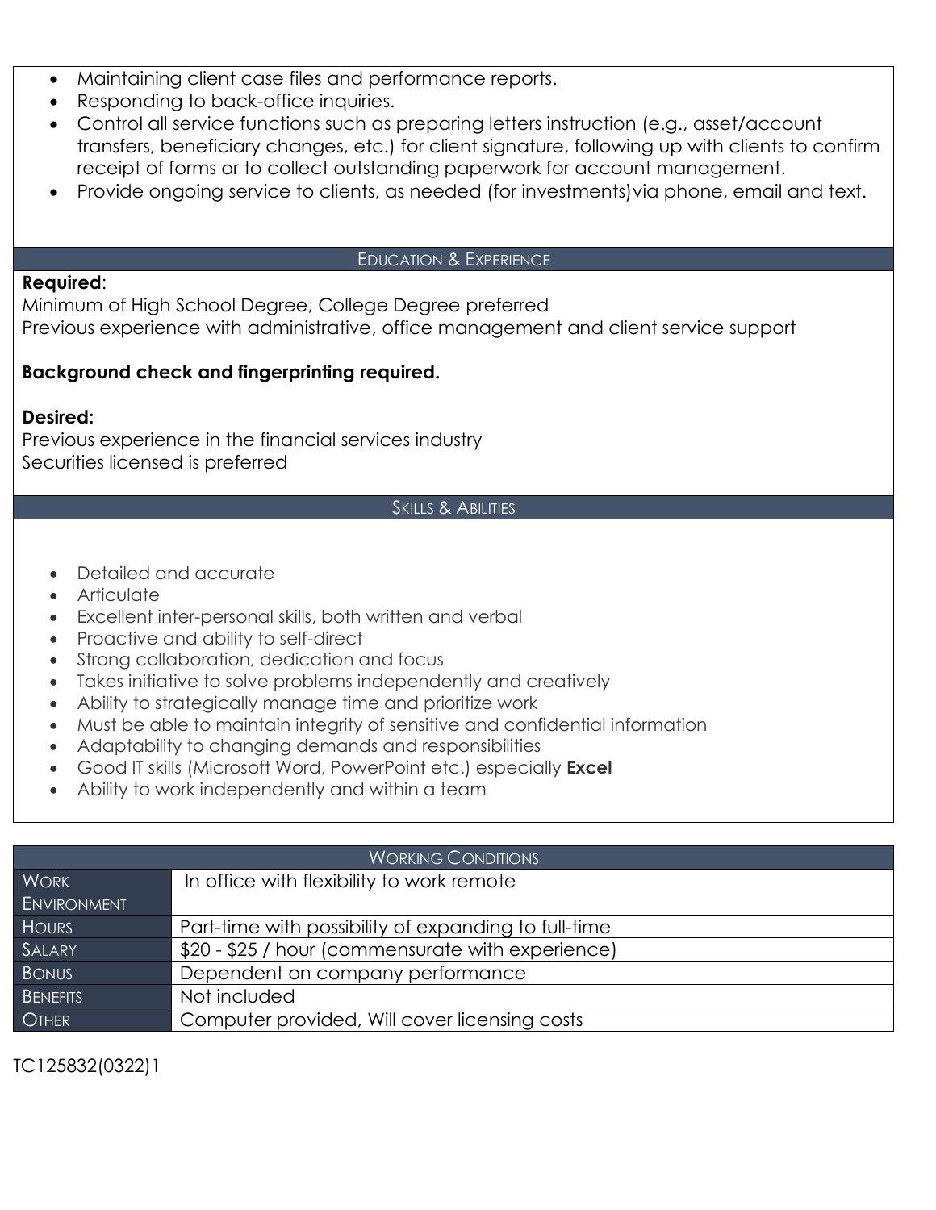- Maintaining client case files and performance reports.
- Responding to back-office inquiries.
- Control all service functions such as preparing letters instruction (e.g., asset/account transfers, beneficiary changes, etc.) for client signature, following up with clients to confirm receipt of forms or to collect outstanding paperwork for account management.
- Provide ongoing service to clients, as needed (for investments)via phone, email and text.

## Education & Experience

**Required**:
Minimum of High School Degree, College Degree preferred
Previous experience with administrative, office management and client service support

**Background check and fingerprinting required.**

**Desired:**
Previous experience in the financial services industry
Securities licensed is preferred

## Skills & Abilities

- Detailed and accurate
- Articulate
- Excellent inter-personal skills, both written and verbal
- Proactive and ability to self-direct
- Strong collaboration, dedication and focus
- Takes initiative to solve problems independently and creatively
- Ability to strategically manage time and prioritize work
- Must be able to maintain integrity of sensitive and confidential information
- Adaptability to changing demands and responsibilities
- Good IT skills (Microsoft Word, PowerPoint etc.) especially **Excel**
- Ability to work independently and within a team

## Working Conditions

| | |
|---|---|
| Work Environment | In office with flexibility to work remote |
| Hours | Part-time with possibility of expanding to full-time |
| Salary | $20 - $25 / hour (commensurate with experience) |
| Bonus | Dependent on company performance |
| Benefits | Not included |
| Other | Computer provided, Will cover licensing costs |

TC125832(0322)1